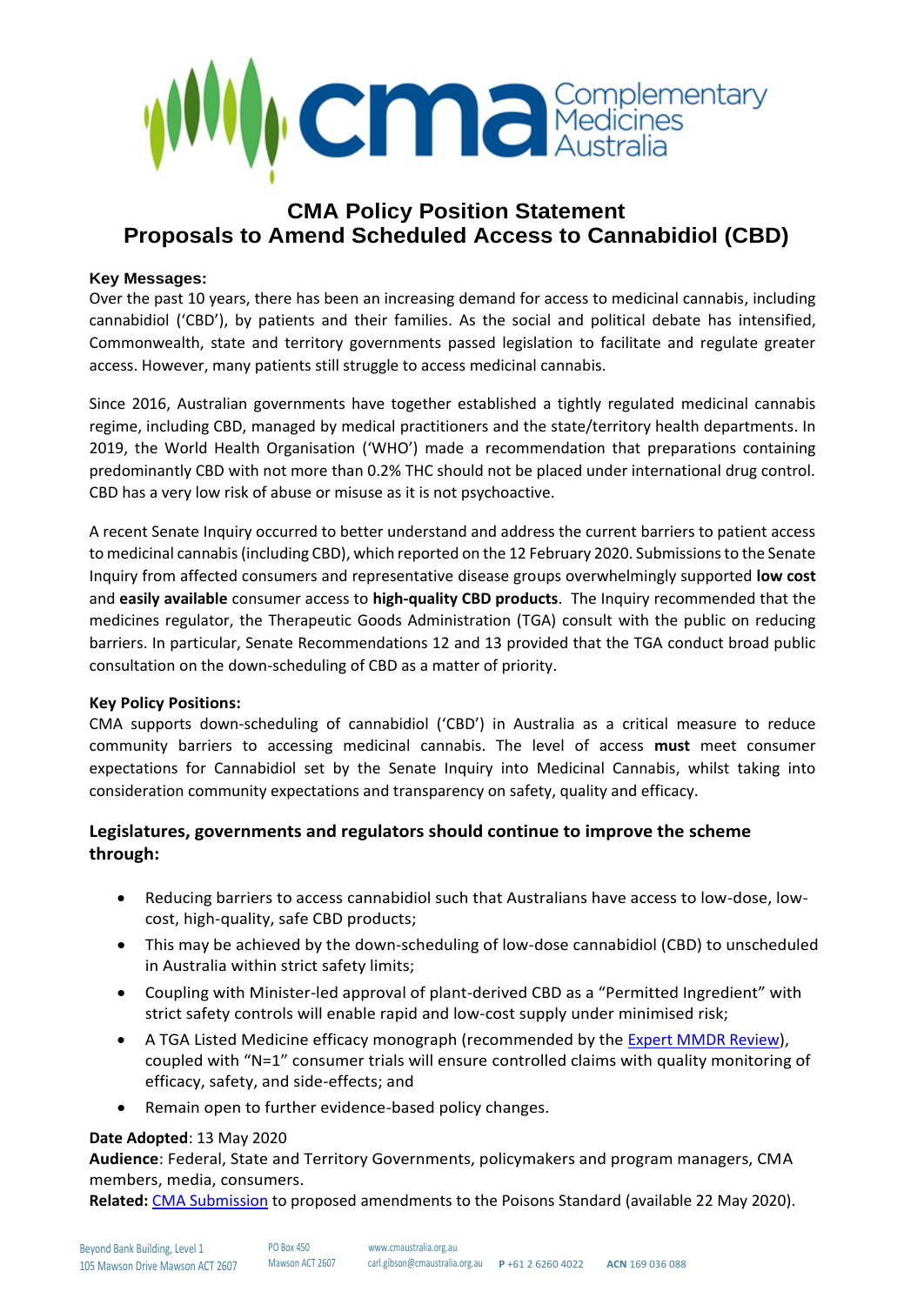# CMA Policy Position Statement
# Proposals to Amend Scheduled Access to Cannabidiol (CBD)

**Key Messages:**

Over the past 10 years, there has been an increasing demand for access to medicinal cannabis, including cannabidiol ('CBD'), by patients and their families. As the social and political debate has intensified, Commonwealth, state and territory governments passed legislation to facilitate and regulate greater access. However, many patients still struggle to access medicinal cannabis.

Since 2016, Australian governments have together established a tightly regulated medicinal cannabis regime, including CBD, managed by medical practitioners and the state/territory health departments. In 2019, the World Health Organisation ('WHO') made a recommendation that preparations containing predominantly CBD with not more than 0.2% THC should not be placed under international drug control. CBD has a very low risk of abuse or misuse as it is not psychoactive.

A recent Senate Inquiry occurred to better understand and address the current barriers to patient access to medicinal cannabis (including CBD), which reported on the 12 February 2020. Submissions to the Senate Inquiry from affected consumers and representative disease groups overwhelmingly supported **low cost** and **easily available** consumer access to **high-quality CBD products**. The Inquiry recommended that the medicines regulator, the Therapeutic Goods Administration (TGA) consult with the public on reducing barriers. In particular, Senate Recommendations 12 and 13 provided that the TGA conduct broad public consultation on the down-scheduling of CBD as a matter of priority.

**Key Policy Positions:**

CMA supports down-scheduling of cannabidiol ('CBD') in Australia as a critical measure to reduce community barriers to accessing medicinal cannabis. The level of access **must** meet consumer expectations for Cannabidiol set by the Senate Inquiry into Medicinal Cannabis, whilst taking into consideration community expectations and transparency on safety, quality and efficacy.

### Legislatures, governments and regulators should continue to improve the scheme through:

- Reducing barriers to access cannabidiol such that Australians have access to low-dose, low-cost, high-quality, safe CBD products;
- This may be achieved by the down-scheduling of low-dose cannabidiol (CBD) to unscheduled in Australia within strict safety limits;
- Coupling with Minister-led approval of plant-derived CBD as a "Permitted Ingredient" with strict safety controls will enable rapid and low-cost supply under minimised risk;
- A TGA Listed Medicine efficacy monograph (recommended by the Expert MMDR Review), coupled with "N=1" consumer trials will ensure controlled claims with quality monitoring of efficacy, safety, and side-effects; and
- Remain open to further evidence-based policy changes.

**Date Adopted**: 13 May 2020
**Audience**: Federal, State and Territory Governments, policymakers and program managers, CMA members, media, consumers.
**Related:** CMA Submission to proposed amendments to the Poisons Standard (available 22 May 2020).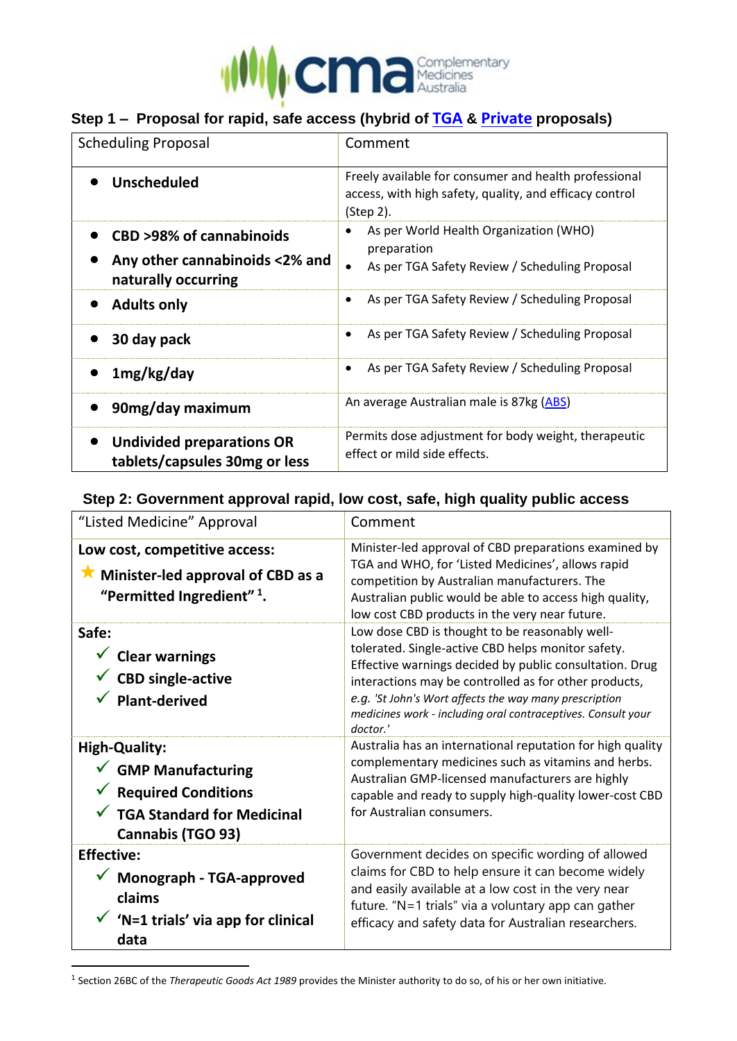## Step 1 – Proposal for rapid, safe access (hybrid of TGA & Private proposals)

| Scheduling Proposal | Comment |
|---|---|
| • **Unscheduled** | Freely available for consumer and health professional access, with high safety, quality, and efficacy control (Step 2). |
| • **CBD >98% of cannabinoids**<br>• **Any other cannabinoids <2% and naturally occurring** | • As per World Health Organization (WHO) preparation<br>• As per TGA Safety Review / Scheduling Proposal |
| • **Adults only** | • As per TGA Safety Review / Scheduling Proposal |
| • **30 day pack** | • As per TGA Safety Review / Scheduling Proposal |
| • **1mg/kg/day** | • As per TGA Safety Review / Scheduling Proposal |
| • **90mg/day maximum** | An average Australian male is 87kg (ABS) |
| • **Undivided preparations OR tablets/capsules 30mg or less** | Permits dose adjustment for body weight, therapeutic effect or mild side effects. |

## Step 2: Government approval rapid, low cost, safe, high quality public access

| "Listed Medicine" Approval | Comment |
|---|---|
| **Low cost, competitive access:**<br>★ **Minister-led approval of CBD as a "Permitted Ingredient" [1].** | Minister-led approval of CBD preparations examined by TGA and WHO, for 'Listed Medicines', allows rapid competition by Australian manufacturers. The Australian public would be able to access high quality, low cost CBD products in the very near future. |
| **Safe:**<br>✓ **Clear warnings**<br>✓ **CBD single-active**<br>✓ **Plant-derived** | Low dose CBD is thought to be reasonably well-tolerated. Single-active CBD helps monitor safety. Effective warnings decided by public consultation. Drug interactions may be controlled as for other products, *e.g. 'St John's Wort affects the way many prescription medicines work - including oral contraceptives. Consult your doctor.'* |
| **High-Quality:**<br>✓ **GMP Manufacturing**<br>✓ **Required Conditions**<br>✓ **TGA Standard for Medicinal Cannabis (TGO 93)** | Australia has an international reputation for high quality complementary medicines such as vitamins and herbs. Australian GMP-licensed manufacturers are highly capable and ready to supply high-quality lower-cost CBD for Australian consumers. |
| **Effective:**<br>✓ **Monograph - TGA-approved claims**<br>✓ **'N=1 trials' via app for clinical data** | Government decides on specific wording of allowed claims for CBD to help ensure it can become widely and easily available at a low cost in the very near future. "N=1 trials" via a voluntary app can gather efficacy and safety data for Australian researchers. |

[1] Section 26BC of the *Therapeutic Goods Act 1989* provides the Minister authority to do so, of his or her own initiative.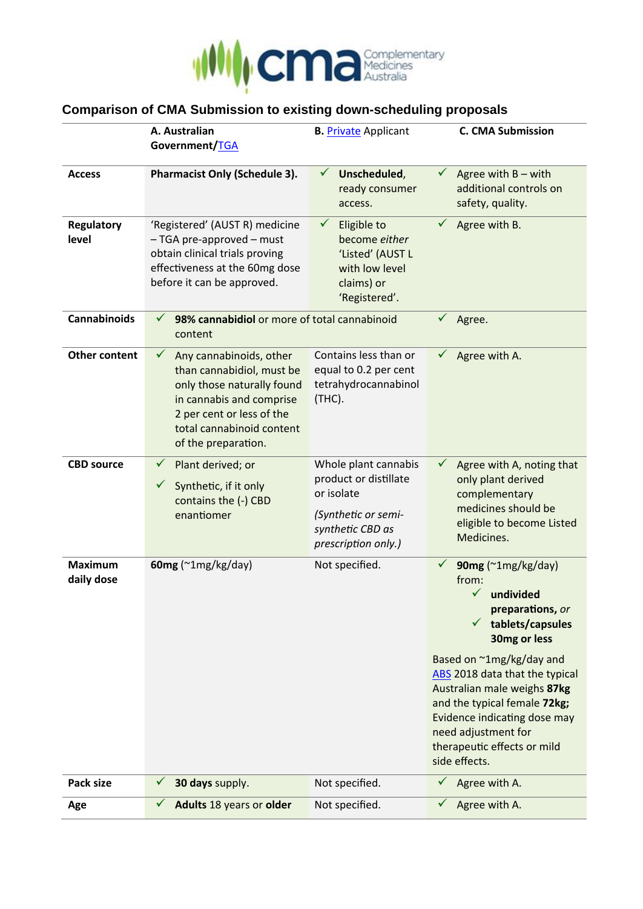## Comparison of CMA Submission to existing down-scheduling proposals

| | A. Australian Government/TGA | B. Private Applicant | C. CMA Submission |
|---|---|---|---|
| **Access** | **Pharmacist Only (Schedule 3).** | ✓ **Unscheduled**, ready consumer access. | ✓ Agree with B – with additional controls on safety, quality. |
| **Regulatory level** | 'Registered' (AUST R) medicine – TGA pre-approved – must obtain clinical trials proving effectiveness at the 60mg dose before it can be approved. | ✓ Eligible to become *either* 'Listed' (AUST L with low level claims) or 'Registered'. | ✓ Agree with B. |
| **Cannabinoids** | ✓ **98% cannabidiol** or more of total cannabinoid content | | ✓ Agree. |
| **Other content** | ✓ Any cannabinoids, other than cannabidiol, must be only those naturally found in cannabis and comprise 2 per cent or less of the total cannabinoid content of the preparation. | Contains less than or equal to 0.2 per cent tetrahydrocannabinol (THC). | ✓ Agree with A. |
| **CBD source** | ✓ Plant derived; or<br>✓ Synthetic, if it only contains the (-) CBD enantiomer | Whole plant cannabis product or distillate or isolate<br>*(Synthetic or semi-synthetic CBD as prescription only.)* | ✓ Agree with A, noting that only plant derived complementary medicines should be eligible to become Listed Medicines. |
| **Maximum daily dose** | **60mg** (~1mg/kg/day) | Not specified. | ✓ **90mg** (~1mg/kg/day) from:<br>✓ **undivided preparations,** *or*<br>✓ **tablets/capsules 30mg or less**<br>Based on ~1mg/kg/day and ABS 2018 data that the typical Australian male weighs **87kg** and the typical female **72kg;** Evidence indicating dose may need adjustment for therapeutic effects or mild side effects. |
| **Pack size** | ✓ **30 days** supply. | Not specified. | ✓ Agree with A. |
| **Age** | ✓ **Adults** 18 years or **older** | Not specified. | ✓ Agree with A. |